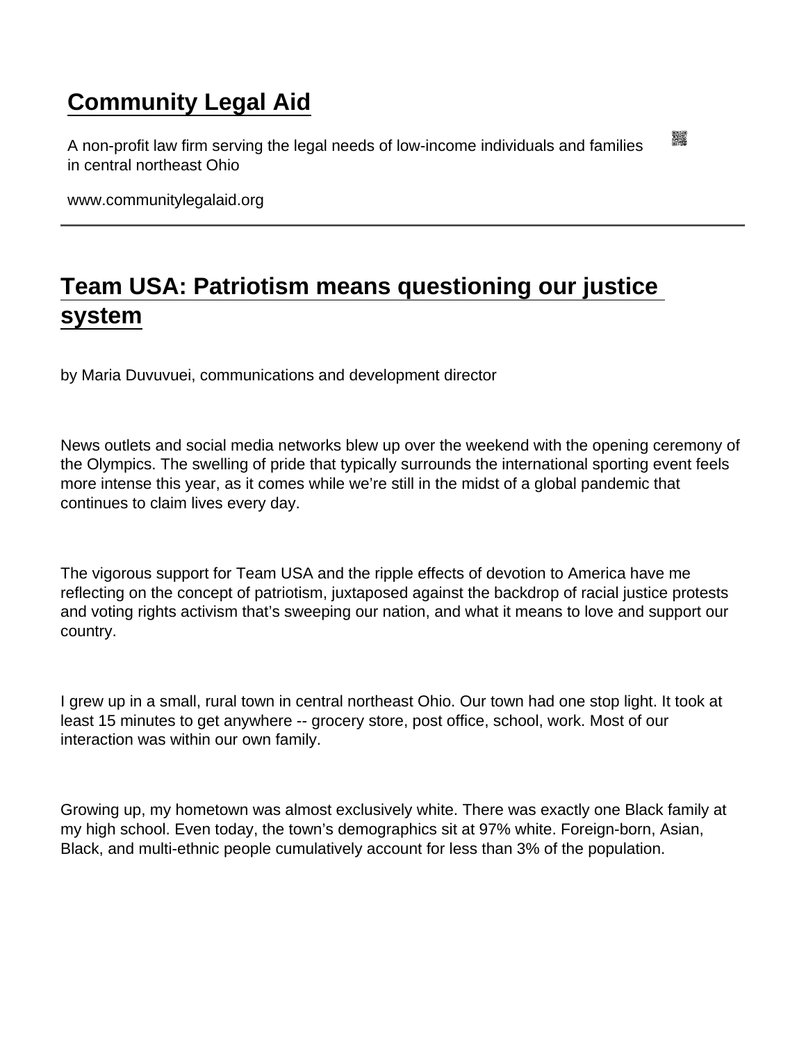# Community Legal Aid

A non-profit law firm serving the legal needs of low-income individuals and families in central northeast Ohio

www.communitylegalaid.org

---

## Team USA: Patriotism means questioning our justice system

by Maria Duvuvuei, communications and development director

News outlets and social media networks blew up over the weekend with the opening ceremony of the Olympics. The swelling of pride that typically surrounds the international sporting event feels more intense this year, as it comes while we're still in the midst of a global pandemic that continues to claim lives every day.

The vigorous support for Team USA and the ripple effects of devotion to America have me reflecting on the concept of patriotism, juxtaposed against the backdrop of racial justice protests and voting rights activism that's sweeping our nation, and what it means to love and support our country.

I grew up in a small, rural town in central northeast Ohio. Our town had one stop light. It took at least 15 minutes to get anywhere -- grocery store, post office, school, work. Most of our interaction was within our own family.

Growing up, my hometown was almost exclusively white. There was exactly one Black family at my high school. Even today, the town's demographics sit at 97% white. Foreign-born, Asian, Black, and multi-ethnic people cumulatively account for less than 3% of the population.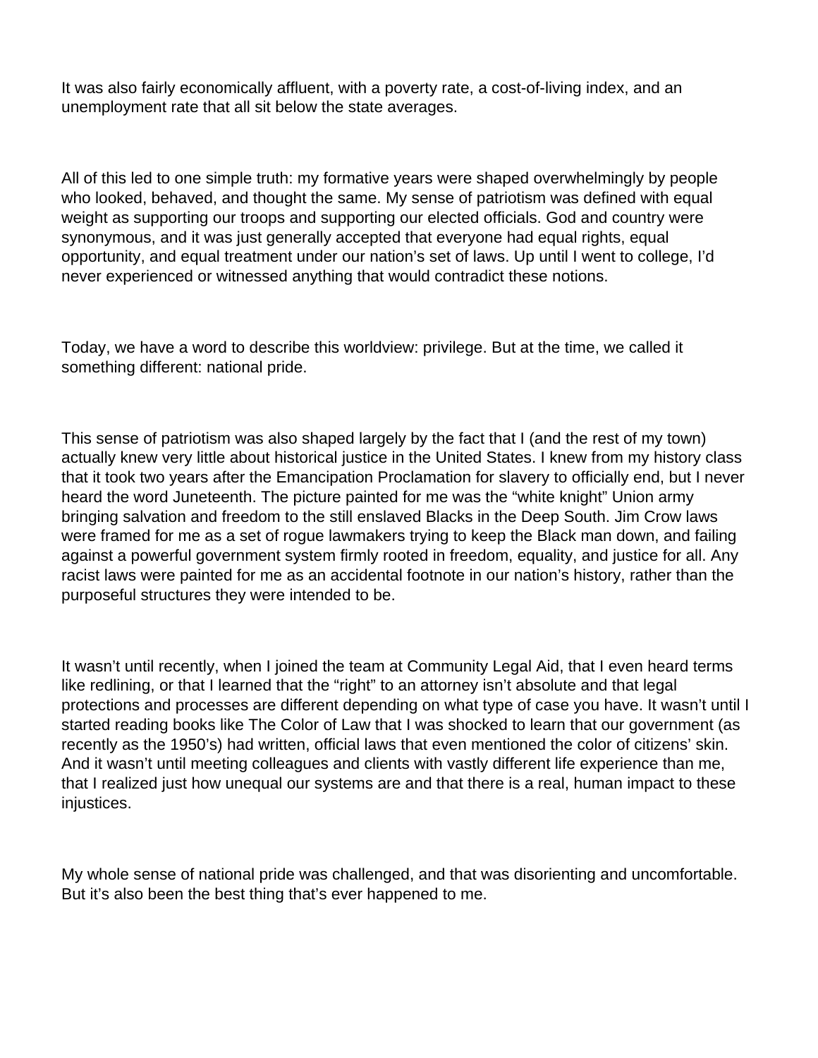It was also fairly economically affluent, with a poverty rate, a cost-of-living index, and an unemployment rate that all sit below the state averages.

All of this led to one simple truth: my formative years were shaped overwhelmingly by people who looked, behaved, and thought the same. My sense of patriotism was defined with equal weight as supporting our troops and supporting our elected officials. God and country were synonymous, and it was just generally accepted that everyone had equal rights, equal opportunity, and equal treatment under our nation's set of laws. Up until I went to college, I'd never experienced or witnessed anything that would contradict these notions.

Today, we have a word to describe this worldview: privilege. But at the time, we called it something different: national pride.

This sense of patriotism was also shaped largely by the fact that I (and the rest of my town) actually knew very little about historical justice in the United States. I knew from my history class that it took two years after the Emancipation Proclamation for slavery to officially end, but I never heard the word Juneteenth. The picture painted for me was the "white knight" Union army bringing salvation and freedom to the still enslaved Blacks in the Deep South. Jim Crow laws were framed for me as a set of rogue lawmakers trying to keep the Black man down, and failing against a powerful government system firmly rooted in freedom, equality, and justice for all. Any racist laws were painted for me as an accidental footnote in our nation's history, rather than the purposeful structures they were intended to be.

It wasn't until recently, when I joined the team at Community Legal Aid, that I even heard terms like redlining, or that I learned that the "right" to an attorney isn't absolute and that legal protections and processes are different depending on what type of case you have. It wasn't until I started reading books like The Color of Law that I was shocked to learn that our government (as recently as the 1950's) had written, official laws that even mentioned the color of citizens' skin. And it wasn't until meeting colleagues and clients with vastly different life experience than me, that I realized just how unequal our systems are and that there is a real, human impact to these injustices.

My whole sense of national pride was challenged, and that was disorienting and uncomfortable. But it's also been the best thing that's ever happened to me.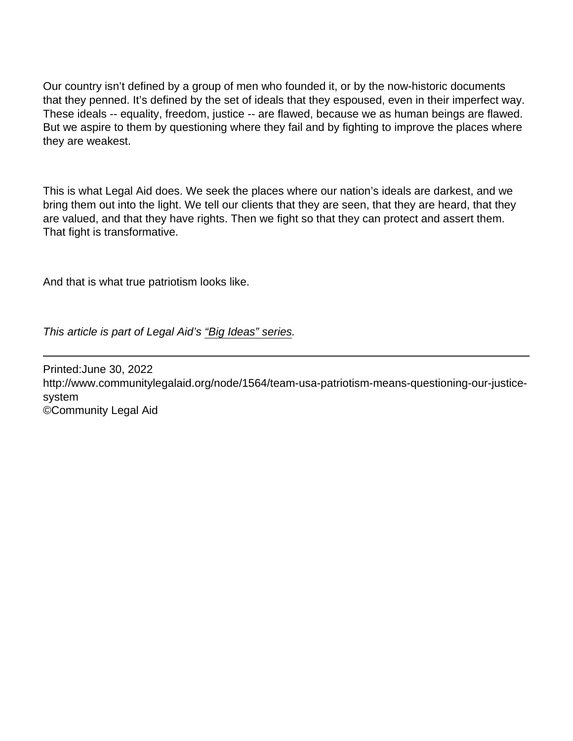Our country isn't defined by a group of men who founded it, or by the now-historic documents that they penned. It's defined by the set of ideals that they espoused, even in their imperfect way. These ideals -- equality, freedom, justice -- are flawed, because we as human beings are flawed. But we aspire to them by questioning where they fail and by fighting to improve the places where they are weakest.

This is what Legal Aid does. We seek the places where our nation's ideals are darkest, and we bring them out into the light. We tell our clients that they are seen, that they are heard, that they are valued, and that they have rights. Then we fight so that they can protect and assert them. That fight is transformative.

And that is what true patriotism looks like.

*This article is part of Legal Aid's "Big Ideas" series.*

---

Printed:June 30, 2022
http://www.communitylegalaid.org/node/1564/team-usa-patriotism-means-questioning-our-justice-system
©Community Legal Aid